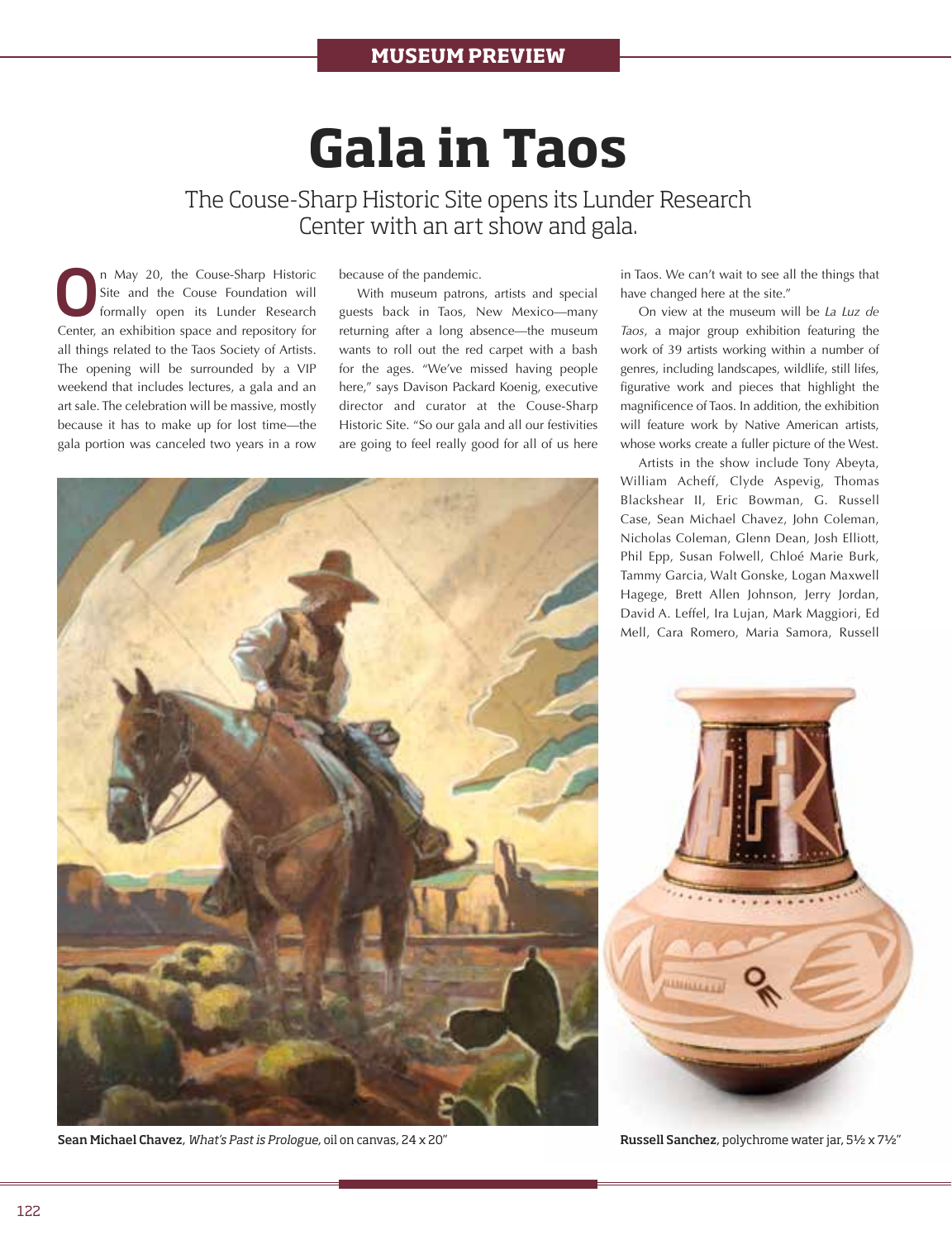MUSEUM PREVIEW

# Gala in Taos

The Couse-Sharp Historic Site opens its Lunder Research Center with an art show and gala.

On May 20, the Couse-Sharp Historic Site and the Couse Foundation will formally open its Lunder Research Center, an exhibition space and repository for all things related to the Taos Society of Artists. The opening will be surrounded by a VIP weekend that includes lectures, a gala and an art sale. The celebration will be massive, mostly because it has to make up for lost time—the gala portion was canceled two years in a row because of the pandemic.

With museum patrons, artists and special guests back in Taos, New Mexico—many returning after a long absence—the museum wants to roll out the red carpet with a bash for the ages. "We've missed having people here," says Davison Packard Koenig, executive director and curator at the Couse-Sharp Historic Site. "So our gala and all our festivities are going to feel really good for all of us here in Taos. We can't wait to see all the things that have changed here at the site."

On view at the museum will be *La Luz de Taos*, a major group exhibition featuring the work of 39 artists working within a number of genres, including landscapes, wildlife, still lifes, figurative work and pieces that highlight the magnificence of Taos. In addition, the exhibition will feature work by Native American artists, whose works create a fuller picture of the West.

Artists in the show include Tony Abeyta, William Acheff, Clyde Aspevig, Thomas Blackshear II, Eric Bowman, G. Russell Case, Sean Michael Chavez, John Coleman, Nicholas Coleman, Glenn Dean, Josh Elliott, Phil Epp, Susan Folwell, Chloé Marie Burk, Tammy Garcia, Walt Gonske, Logan Maxwell Hagege, Brett Allen Johnson, Jerry Jordan, David A. Leffel, Ira Lujan, Mark Maggiori, Ed Mell, Cara Romero, Maria Samora, Russell

**Sean Michael Chavez**, *What's Past is Prologue*, oil on canvas, 24 x 20"

**Russell Sanchez**, polychrome water jar, 5½ x 7½"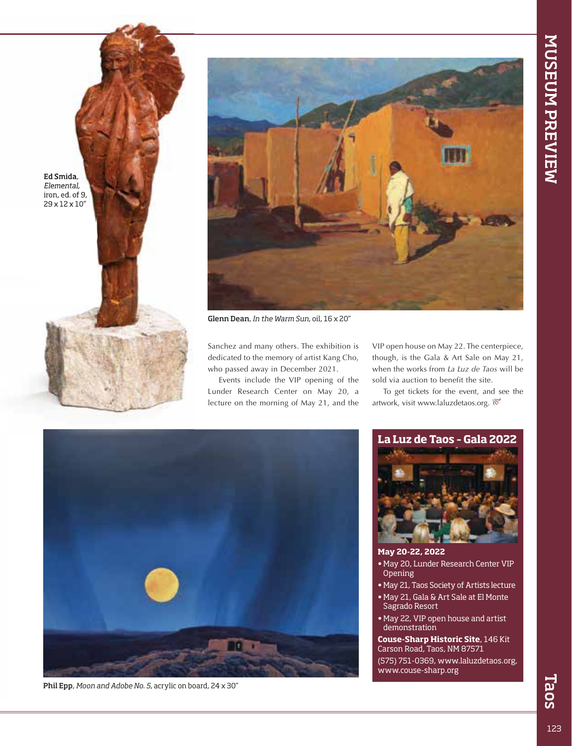Ed Smida, *Elemental*, iron, ed. of 9, 29 x 12 x 10"

**Glenn Dean**, *In the Warm Sun*, oil, 16 x 20"

Sanchez and many others. The exhibition is dedicated to the memory of artist Kang Cho, who passed away in December 2021.

Events include the VIP opening of the Lunder Research Center on May 20, a lecture on the morning of May 21, and the VIP open house on May 22. The centerpiece, though, is the Gala & Art Sale on May 21, when the works from *La Luz de Taos* will be sold via auction to benefit the site.

To get tickets for the event, and see the artwork, visit www.laluzdetaos.org.

**Phil Epp**, *Moon and Adobe No. 5*, acrylic on board, 24 x 30"

## La Luz de Taos - Gala 2022

**May 20-22, 2022**

- May 20, Lunder Research Center VIP Opening
- May 21, Taos Society of Artists lecture
- May 21, Gala & Art Sale at El Monte Sagrado Resort
- May 22, VIP open house and artist demonstration

**Couse-Sharp Historic Site**, 146 Kit Carson Road, Taos, NM 87571

(575) 751-0369, www.laluzdetaos.org, www.couse-sharp.org